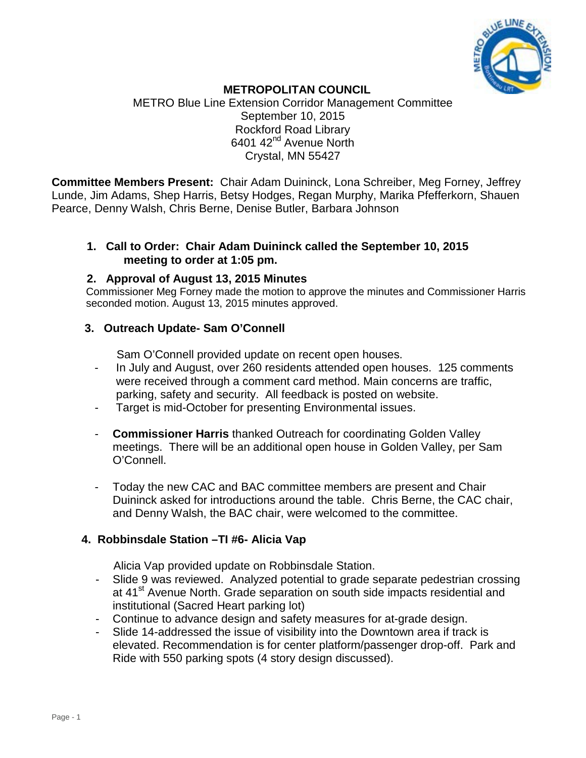**METROPOLITAN COUNCIL**

METRO Blue Line Extension Corridor Management Committee
September 10, 2015
Rockford Road Library
6401 42nd Avenue North
Crystal, MN 55427

**Committee Members Present:** Chair Adam Duininck, Lona Schreiber, Meg Forney, Jeffrey Lunde, Jim Adams, Shep Harris, Betsy Hodges, Regan Murphy, Marika Pfefferkorn, Shauen Pearce, Denny Walsh, Chris Berne, Denise Butler, Barbara Johnson

**1. Call to Order: Chair Adam Duininck called the September 10, 2015 meeting to order at 1:05 pm.**

**2. Approval of August 13, 2015 Minutes**

Commissioner Meg Forney made the motion to approve the minutes and Commissioner Harris seconded motion. August 13, 2015 minutes approved.

**3. Outreach Update- Sam O'Connell**

Sam O'Connell provided update on recent open houses.

- In July and August, over 260 residents attended open houses. 125 comments were received through a comment card method. Main concerns are traffic, parking, safety and security. All feedback is posted on website.
- Target is mid-October for presenting Environmental issues.
- **Commissioner Harris** thanked Outreach for coordinating Golden Valley meetings. There will be an additional open house in Golden Valley, per Sam O'Connell.
- Today the new CAC and BAC committee members are present and Chair Duininck asked for introductions around the table. Chris Berne, the CAC chair, and Denny Walsh, the BAC chair, were welcomed to the committee.

**4. Robbinsdale Station –TI #6- Alicia Vap**

Alicia Vap provided update on Robbinsdale Station.

- Slide 9 was reviewed. Analyzed potential to grade separate pedestrian crossing at 41st Avenue North. Grade separation on south side impacts residential and institutional (Sacred Heart parking lot)
- Continue to advance design and safety measures for at-grade design.
- Slide 14-addressed the issue of visibility into the Downtown area if track is elevated. Recommendation is for center platform/passenger drop-off. Park and Ride with 550 parking spots (4 story design discussed).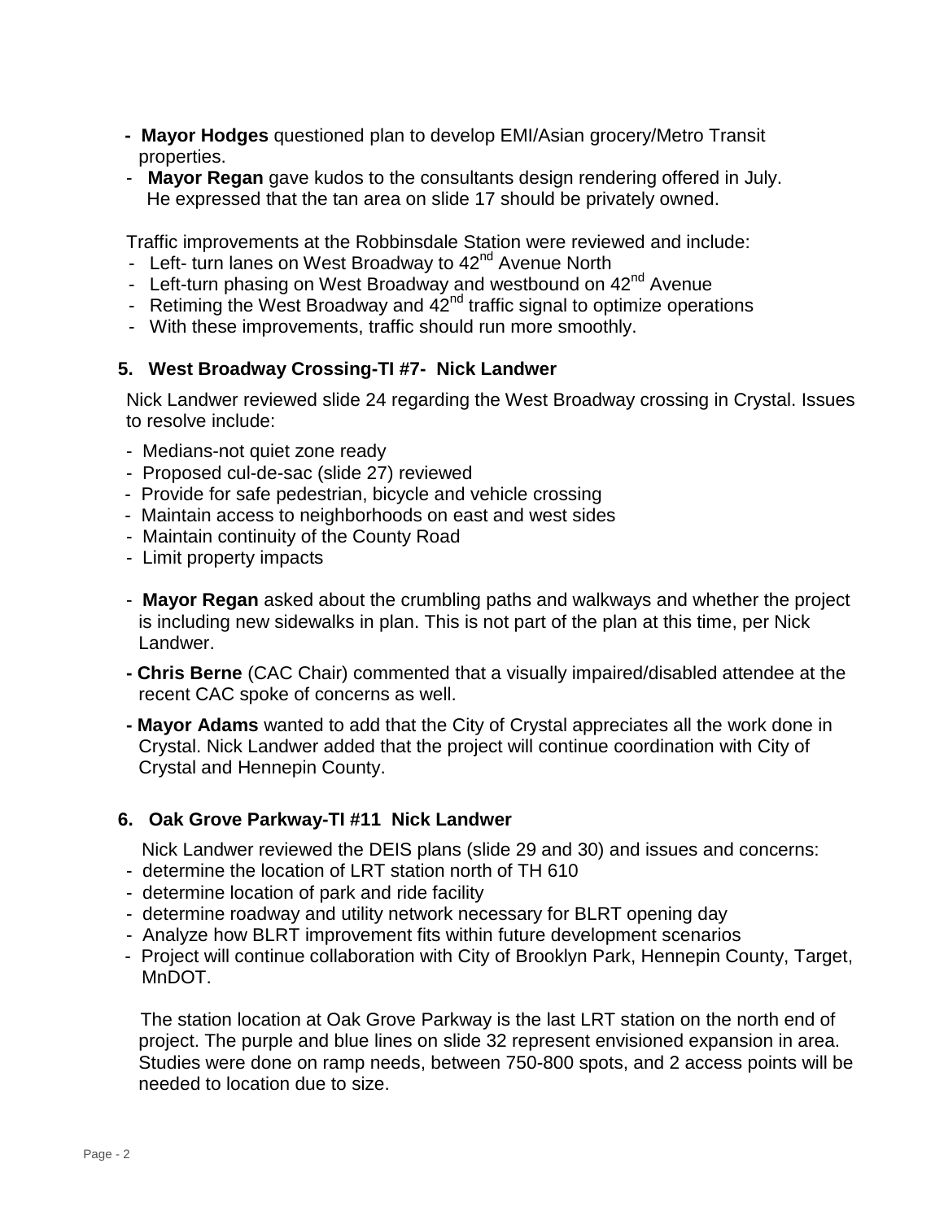- **Mayor Hodges** questioned plan to develop EMI/Asian grocery/Metro Transit properties.
- **Mayor Regan** gave kudos to the consultants design rendering offered in July. He expressed that the tan area on slide 17 should be privately owned.

Traffic improvements at the Robbinsdale Station were reviewed and include:

- Left- turn lanes on West Broadway to 42nd Avenue North
- Left-turn phasing on West Broadway and westbound on 42nd Avenue
- Retiming the West Broadway and 42nd traffic signal to optimize operations
- With these improvements, traffic should run more smoothly.

## 5. West Broadway Crossing-TI #7- Nick Landwer

Nick Landwer reviewed slide 24 regarding the West Broadway crossing in Crystal. Issues to resolve include:

- Medians-not quiet zone ready
- Proposed cul-de-sac (slide 27) reviewed
- Provide for safe pedestrian, bicycle and vehicle crossing
- Maintain access to neighborhoods on east and west sides
- Maintain continuity of the County Road
- Limit property impacts

- **Mayor Regan** asked about the crumbling paths and walkways and whether the project is including new sidewalks in plan. This is not part of the plan at this time, per Nick Landwer.
- **Chris Berne** (CAC Chair) commented that a visually impaired/disabled attendee at the recent CAC spoke of concerns as well.
- **Mayor Adams** wanted to add that the City of Crystal appreciates all the work done in Crystal. Nick Landwer added that the project will continue coordination with City of Crystal and Hennepin County.

## 6. Oak Grove Parkway-TI #11 Nick Landwer

Nick Landwer reviewed the DEIS plans (slide 29 and 30) and issues and concerns:

- determine the location of LRT station north of TH 610
- determine location of park and ride facility
- determine roadway and utility network necessary for BLRT opening day
- Analyze how BLRT improvement fits within future development scenarios
- Project will continue collaboration with City of Brooklyn Park, Hennepin County, Target, MnDOT.

The station location at Oak Grove Parkway is the last LRT station on the north end of project. The purple and blue lines on slide 32 represent envisioned expansion in area. Studies were done on ramp needs, between 750-800 spots, and 2 access points will be needed to location due to size.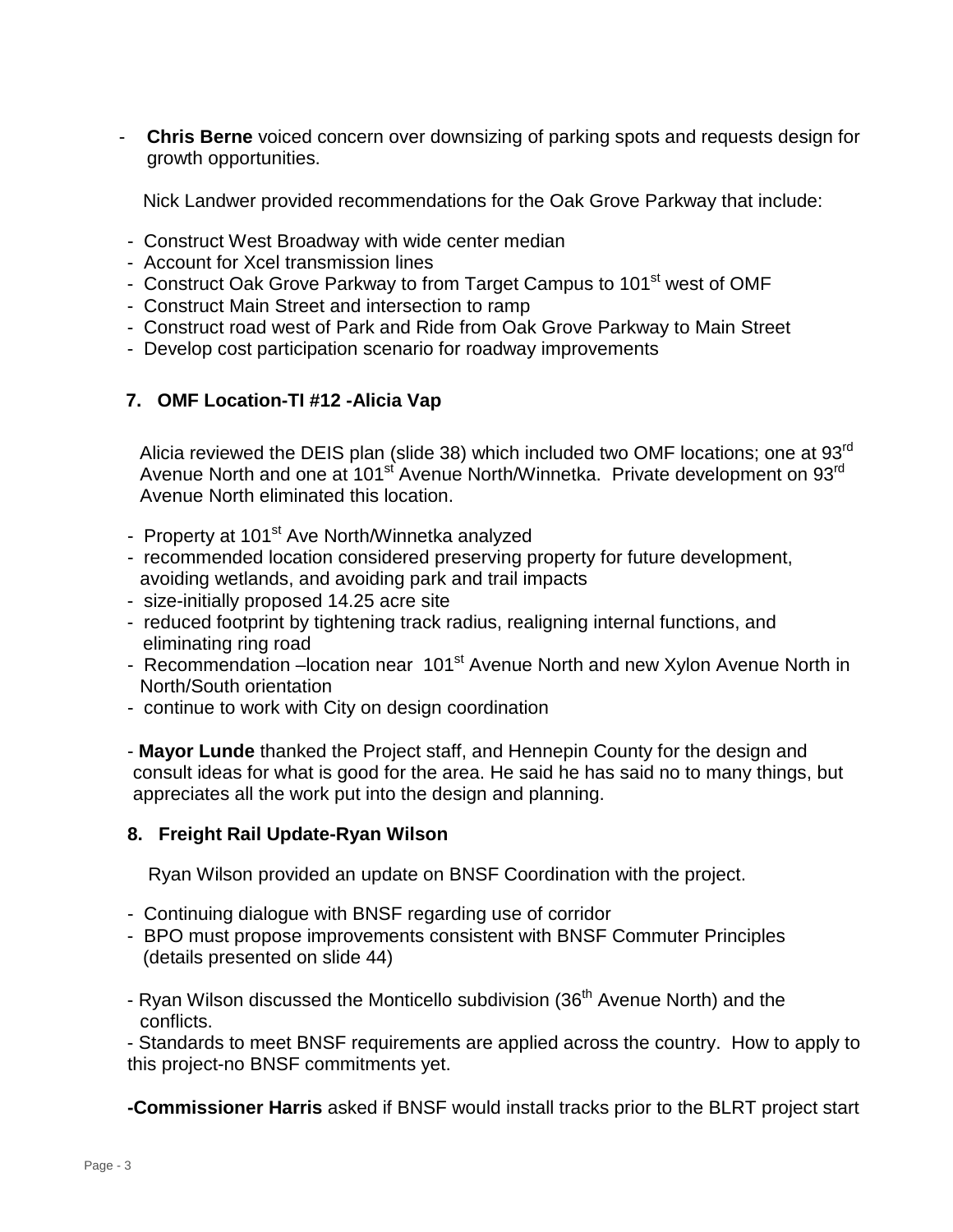- **Chris Berne** voiced concern over downsizing of parking spots and requests design for growth opportunities.

Nick Landwer provided recommendations for the Oak Grove Parkway that include:

- Construct West Broadway with wide center median
- Account for Xcel transmission lines
- Construct Oak Grove Parkway to from Target Campus to 101$^{st}$ west of OMF
- Construct Main Street and intersection to ramp
- Construct road west of Park and Ride from Oak Grove Parkway to Main Street
- Develop cost participation scenario for roadway improvements

**7. OMF Location-TI #12 -Alicia Vap**

Alicia reviewed the DEIS plan (slide 38) which included two OMF locations; one at 93$^{rd}$ Avenue North and one at 101$^{st}$ Avenue North/Winnetka. Private development on 93$^{rd}$ Avenue North eliminated this location.

- Property at 101$^{st}$ Ave North/Winnetka analyzed
- recommended location considered preserving property for future development, avoiding wetlands, and avoiding park and trail impacts
- size-initially proposed 14.25 acre site
- reduced footprint by tightening track radius, realigning internal functions, and eliminating ring road
- Recommendation –location near 101$^{st}$ Avenue North and new Xylon Avenue North in North/South orientation
- continue to work with City on design coordination

- **Mayor Lunde** thanked the Project staff, and Hennepin County for the design and consult ideas for what is good for the area. He said he has said no to many things, but appreciates all the work put into the design and planning.

**8. Freight Rail Update-Ryan Wilson**

Ryan Wilson provided an update on BNSF Coordination with the project.

- Continuing dialogue with BNSF regarding use of corridor
- BPO must propose improvements consistent with BNSF Commuter Principles (details presented on slide 44)

- Ryan Wilson discussed the Monticello subdivision (36$^{th}$ Avenue North) and the conflicts.
- Standards to meet BNSF requirements are applied across the country. How to apply to this project-no BNSF commitments yet.

**-Commissioner Harris** asked if BNSF would install tracks prior to the BLRT project start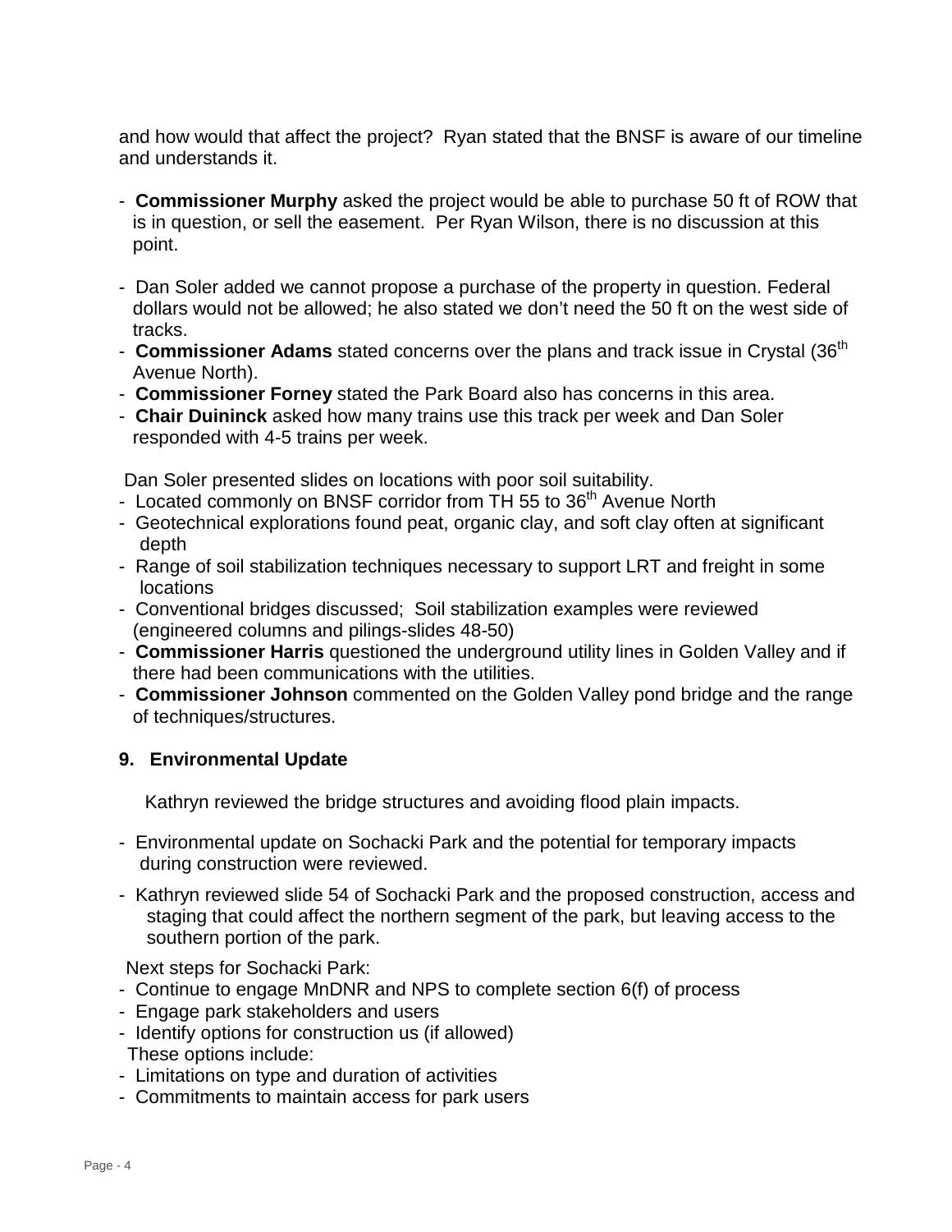and how would that affect the project? Ryan stated that the BNSF is aware of our timeline and understands it.

- **Commissioner Murphy** asked the project would be able to purchase 50 ft of ROW that is in question, or sell the easement. Per Ryan Wilson, there is no discussion at this point.

- Dan Soler added we cannot propose a purchase of the property in question. Federal dollars would not be allowed; he also stated we don't need the 50 ft on the west side of tracks.
- **Commissioner Adams** stated concerns over the plans and track issue in Crystal (36th Avenue North).
- **Commissioner Forney** stated the Park Board also has concerns in this area.
- **Chair Duininck** asked how many trains use this track per week and Dan Soler responded with 4-5 trains per week.

Dan Soler presented slides on locations with poor soil suitability.

- Located commonly on BNSF corridor from TH 55 to 36th Avenue North
- Geotechnical explorations found peat, organic clay, and soft clay often at significant depth
- Range of soil stabilization techniques necessary to support LRT and freight in some locations
- Conventional bridges discussed; Soil stabilization examples were reviewed (engineered columns and pilings-slides 48-50)
- **Commissioner Harris** questioned the underground utility lines in Golden Valley and if there had been communications with the utilities.
- **Commissioner Johnson** commented on the Golden Valley pond bridge and the range of techniques/structures.

## 9. Environmental Update

Kathryn reviewed the bridge structures and avoiding flood plain impacts.

- Environmental update on Sochacki Park and the potential for temporary impacts during construction were reviewed.

- Kathryn reviewed slide 54 of Sochacki Park and the proposed construction, access and staging that could affect the northern segment of the park, but leaving access to the southern portion of the park.

Next steps for Sochacki Park:

- Continue to engage MnDNR and NPS to complete section 6(f) of process
- Engage park stakeholders and users
- Identify options for construction us (if allowed)

These options include:

- Limitations on type and duration of activities
- Commitments to maintain access for park users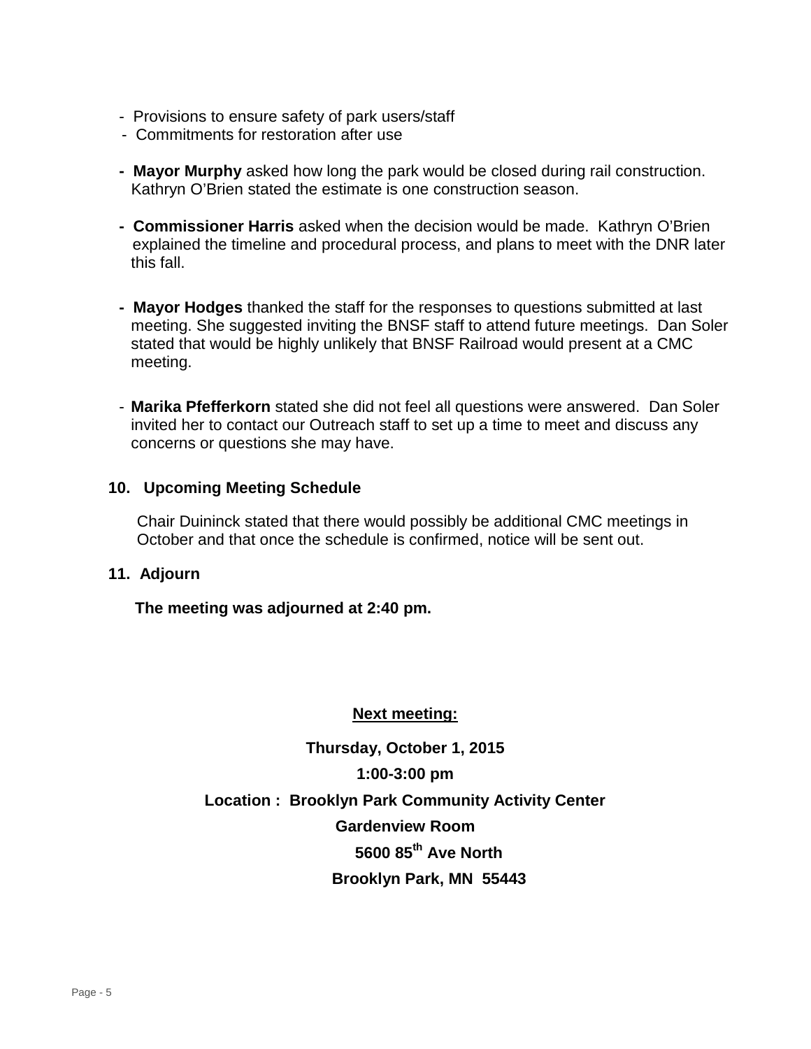- Provisions to ensure safety of park users/staff
- Commitments for restoration after use

- **Mayor Murphy** asked how long the park would be closed during rail construction. Kathryn O'Brien stated the estimate is one construction season.

- **Commissioner Harris** asked when the decision would be made. Kathryn O'Brien explained the timeline and procedural process, and plans to meet with the DNR later this fall.

- **Mayor Hodges** thanked the staff for the responses to questions submitted at last meeting. She suggested inviting the BNSF staff to attend future meetings. Dan Soler stated that would be highly unlikely that BNSF Railroad would present at a CMC meeting.

- **Marika Pfefferkorn** stated she did not feel all questions were answered. Dan Soler invited her to contact our Outreach staff to set up a time to meet and discuss any concerns or questions she may have.

**10. Upcoming Meeting Schedule**

Chair Duininck stated that there would possibly be additional CMC meetings in October and that once the schedule is confirmed, notice will be sent out.

**11. Adjourn**

**The meeting was adjourned at 2:40 pm.**

**Next meeting:**

**Thursday, October 1, 2015**

**1:00-3:00 pm**

**Location : Brooklyn Park Community Activity Center**

**Gardenview Room**

**5600 85th Ave North**

**Brooklyn Park, MN 55443**